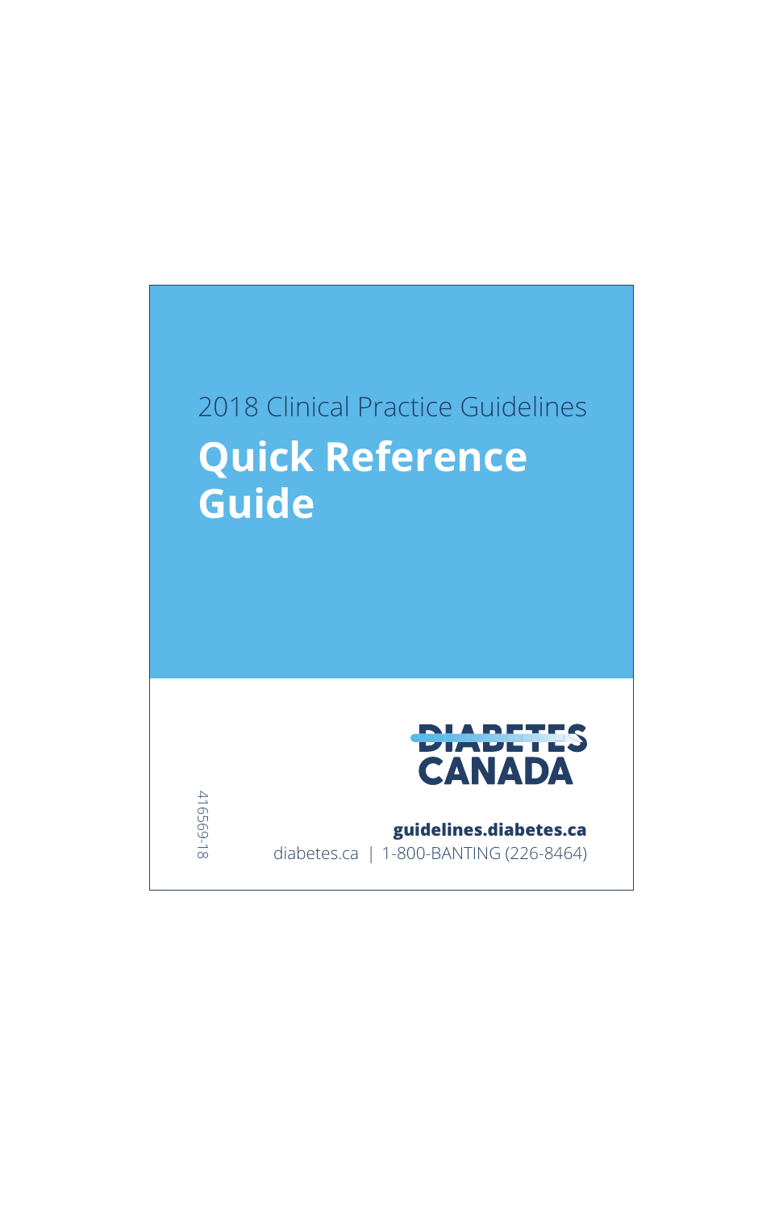2018 Clinical Practice Guidelines

# Quick Reference Guide

DIABETES CANADA

**guidelines.diabetes.ca**

diabetes.ca | 1-800-BANTING (226-8464)

416569-18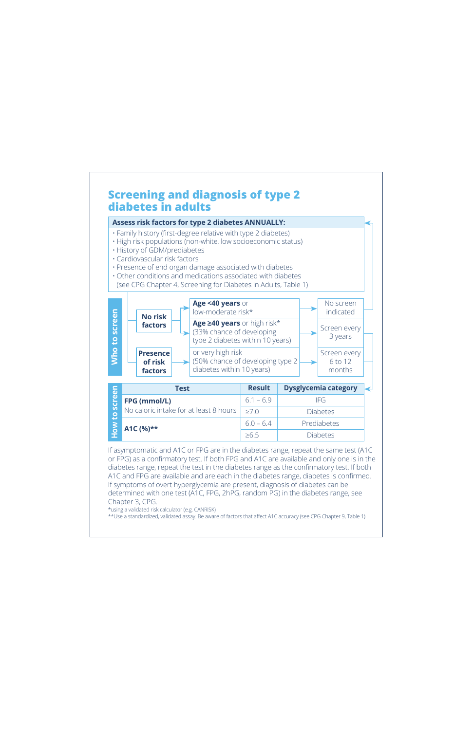# Screening and diagnosis of type 2 diabetes in adults

**Assess risk factors for type 2 diabetes ANNUALLY:**

- Family history (first-degree relative with type 2 diabetes)
- High risk populations (non-white, low socioeconomic status)
- History of GDM/prediabetes
- Cardiovascular risk factors
- Presence of end organ damage associated with diabetes
- Other conditions and medications associated with diabetes
  (see CPG Chapter 4, Screening for Diabetes in Adults, Table 1)

## Who to screen

| Risk factors | Age / risk | Screening |
|---|---|---|
| **No risk factors** | **Age <40 years** or low-moderate risk* | No screen indicated |
| **No risk factors** | **Age ≥40 years** or high risk* (33% chance of developing type 2 diabetes within 10 years) | Screen every 3 years |
| **Presence of risk factors** | or very high risk (50% chance of developing type 2 diabetes within 10 years) | Screen every 6 to 12 months |

## How to screen

| Test | Result | Dysglycemia category |
|---|---|---|
| **FPG (mmol/L)** No caloric intake for at least 8 hours | 6.1 – 6.9 | IFG |
| | ≥7.0 | Diabetes |
| **A1C (%)**** | 6.0 – 6.4 | Prediabetes |
| | ≥6.5 | Diabetes |

If asymptomatic and A1C or FPG are in the diabetes range, repeat the same test (A1C or FPG) as a confirmatory test. If both FPG and A1C are available and only one is in the diabetes range, repeat the test in the diabetes range as the confirmatory test. If both A1C and FPG are available and are each in the diabetes range, diabetes is confirmed. If symptoms of overt hyperglycemia are present, diagnosis of diabetes can be determined with one test (A1C, FPG, 2hPG, random PG) in the diabetes range, see Chapter 3, CPG.

*using a validated risk calculator (e.g. CANRISK)

**Use a standardized, validated assay. Be aware of factors that affect A1C accuracy (see CPG Chapter 9, Table 1)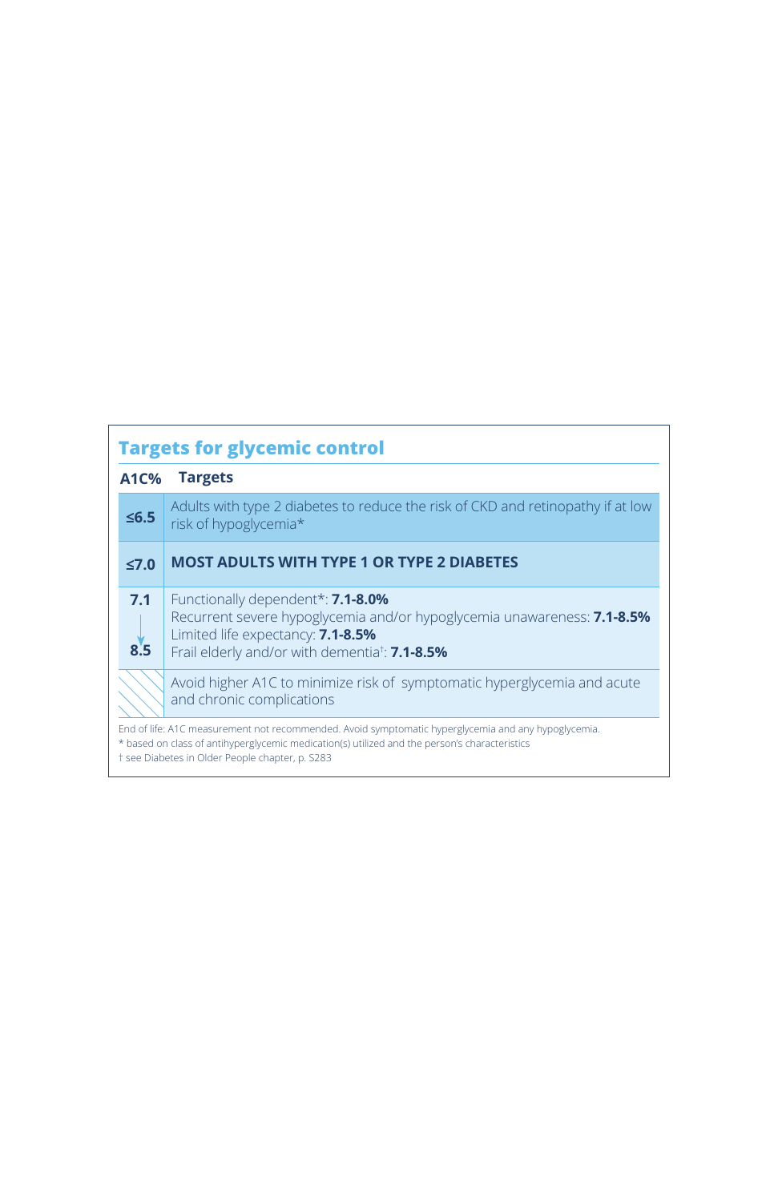## Targets for glycemic control

| A1C% | Targets |
|---|---|
| ≤6.5 | Adults with type 2 diabetes to reduce the risk of CKD and retinopathy if at low risk of hypoglycemia* |
| ≤7.0 | **MOST ADULTS WITH TYPE 1 OR TYPE 2 DIABETES** |
| 7.1 → 8.5 | Functionally dependent*: **7.1-8.0%**<br>Recurrent severe hypoglycemia and/or hypoglycemia unawareness: **7.1-8.5%**<br>Limited life expectancy: **7.1-8.5%**<br>Frail elderly and/or with dementia†: **7.1-8.5%** |
| | Avoid higher A1C to minimize risk of symptomatic hyperglycemia and acute and chronic complications |

End of life: A1C measurement not recommended. Avoid symptomatic hyperglycemia and any hypoglycemia.

* based on class of antihyperglycemic medication(s) utilized and the person's characteristics

† see Diabetes in Older People chapter, p. S283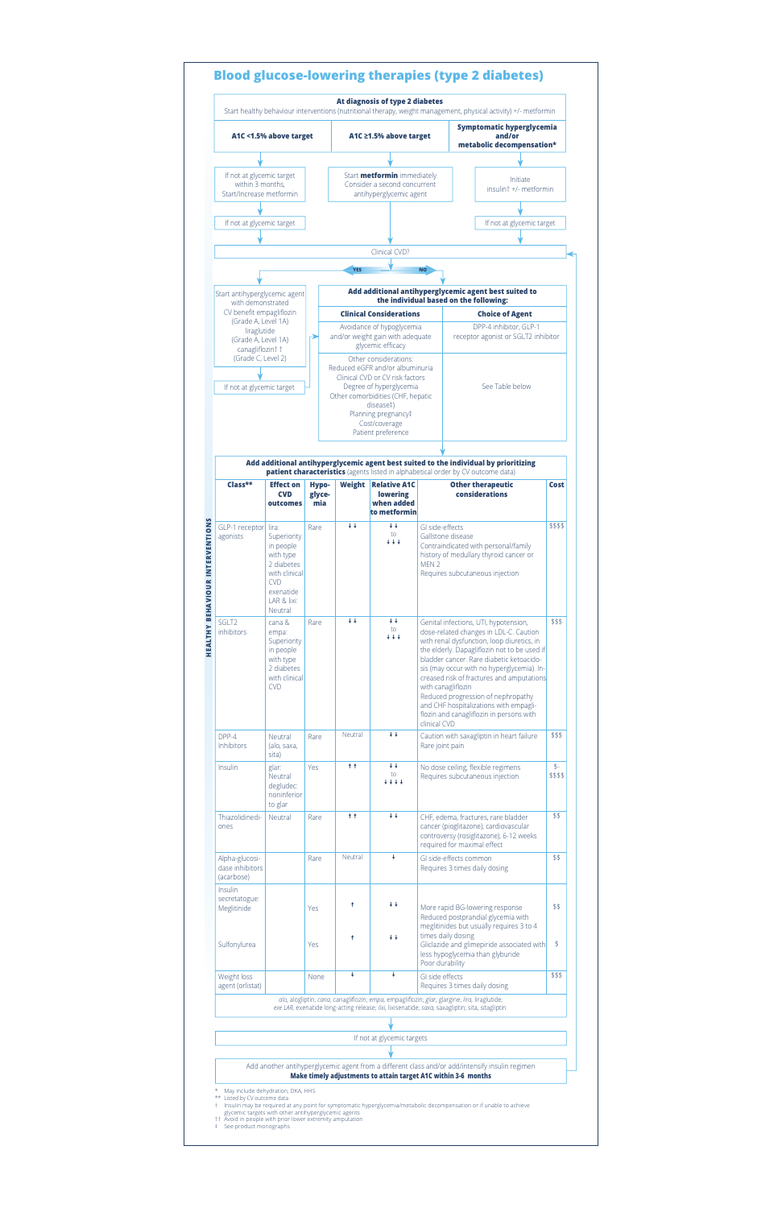# Blood glucose-lowering therapies (type 2 diabetes)

**At diagnosis of type 2 diabetes**

Start healthy behaviour interventions (nutritional therapy, weight management, physical activity) +/- metformin

| A1C <1.5% above target | A1C ≥1.5% above target | Symptomatic hyperglycemia and/or metabolic decompensation* |
|---|---|---|
| If not at glycemic target within 3 months, Start/Increase metformin | Start **metformin** immediately. Consider a second concurrent antihyperglycemic agent | Initiate insulin† +/- metformin |
| If not at glycemic target | | If not at glycemic target |

**Clinical CVD?**

**YES:** Start antihyperglycemic agent with demonstrated CV benefit empagliflozin (Grade A, Level 1A) liraglutide (Grade A, Level 1A) canagliflozin†† (Grade C, Level 2)

If not at glycemic target

**NO:** Add additional antihyperglycemic agent best suited to the individual based on the following:

| Clinical Considerations | Choice of Agent |
|---|---|
| Avoidance of hypoglycemia and/or weight gain with adequate glycemic efficacy | DPP-4 inhibitor, GLP-1 receptor agonist or SGLT2 inhibitor |
| Other considerations: Reduced eGFR and/or albuminuria; Clinical CVD or CV risk factors; Degree of hyperglycemia; Other comorbidities (CHF, hepatic disease‡); Planning pregnancy‡; Cost/coverage; Patient preference | See Table below |

**Add additional antihyperglycemic agent best suited to the individual by prioritizing patient characteristics** (agents listed in alphabetical order by CV outcome data)

| Class** | Effect on CVD outcomes | Hypo-glycemia | Weight | Relative A1C lowering when added to metformin | Other therapeutic considerations | Cost |
|---|---|---|---|---|---|---|
| GLP-1 receptor agonists | lira: Superiority in people with type 2 diabetes with clinical CVD; exenatide LAR & lixi: Neutral | Rare | ↓↓ | ↓↓ to ↓↓↓ | GI side-effects; Gallstone disease; Contraindicated with personal/family history of medullary thyroid cancer or MEN 2; Requires subcutaneous injection | $$$$ |
| SGLT2 inhibitors | cana & empa: Superiority in people with type 2 diabetes with clinical CVD | Rare | ↓↓ | ↓↓ to ↓↓↓ | Genital infections, UTI, hypotension, dose-related changes in LDL-C. Caution with renal dysfunction, loop diuretics, in the elderly. Dapagliflozin not to be used if bladder cancer. Rare diabetic ketoacidosis (may occur with no hyperglycemia). Increased risk of fractures and amputations with canagliflozin; Reduced progression of nephropathy and CHF hospitalizations with empagliflozin and canagliflozin in persons with clinical CVD | $$$ |
| DPP-4 Inhibitors | Neutral (alo, saxa, sita) | Rare | Neutral | ↓↓ | Caution with saxagliptin in heart failure; Rare joint pain | $$$ |
| Insulin | glar: Neutral; degludec: noninferior to glar | Yes | ↑↑ | ↓↓ to ↓↓↓↓ | No dose ceiling, flexible regimens; Requires subcutaneous injection | $-$$$$ |
| Thiazolidinediones | Neutral | Rare | ↑↑ | ↓↓ | CHF, edema, fractures, rare bladder cancer (pioglitazone), cardiovascular controversy (rosiglitazone), 6-12 weeks required for maximal effect | $$ |
| Alpha-glucosidase inhibitors (acarbose) | | Rare | Neutral | ↓ | GI side-effects common; Requires 3 times daily dosing | $$ |
| Insulin secretagogue: Meglitinide | | Yes | ↑ | ↓↓ | More rapid BG-lowering response; Reduced postprandial glycemia with meglitinides but usually requires 3 to 4 times daily dosing | $$ |
| Sulfonylurea | | Yes | ↑ | ↓↓ | Gliclazide and glimepiride associated with less hypoglycemia than glyburide; Poor durability | $ |
| Weight loss agent (orlistat) | | None | ↓ | ↓ | GI side effects; Requires 3 times daily dosing | $$$ |

*alo*, alogliptin; *cana*, canagliflozin; *empa*, empagliflozin; *glar*, glargine; *lira*, liraglutide; *exe LAR*, exenatide long-acting release; *lixi*, lixisenatide; *saxa*, saxagliptin; *sita*, sitagliptin.

If not at glycemic targets

Add another antihyperglycemic agent from a different class and/or add/intensify insulin regimen

**Make timely adjustments to attain target A1C within 3-6 months**

HEALTHY BEHAVIOUR INTERVENTIONS

\* May include dehydration, DKA, HHS
** Listed by CV outcome data
† Insulin may be required at any point for symptomatic hyperglycemia/metabolic decompensation or if unable to achieve glycemic targets with other antihyperglycemic agents
†† Avoid in people with prior lower extremity amputation
‡ See product monographs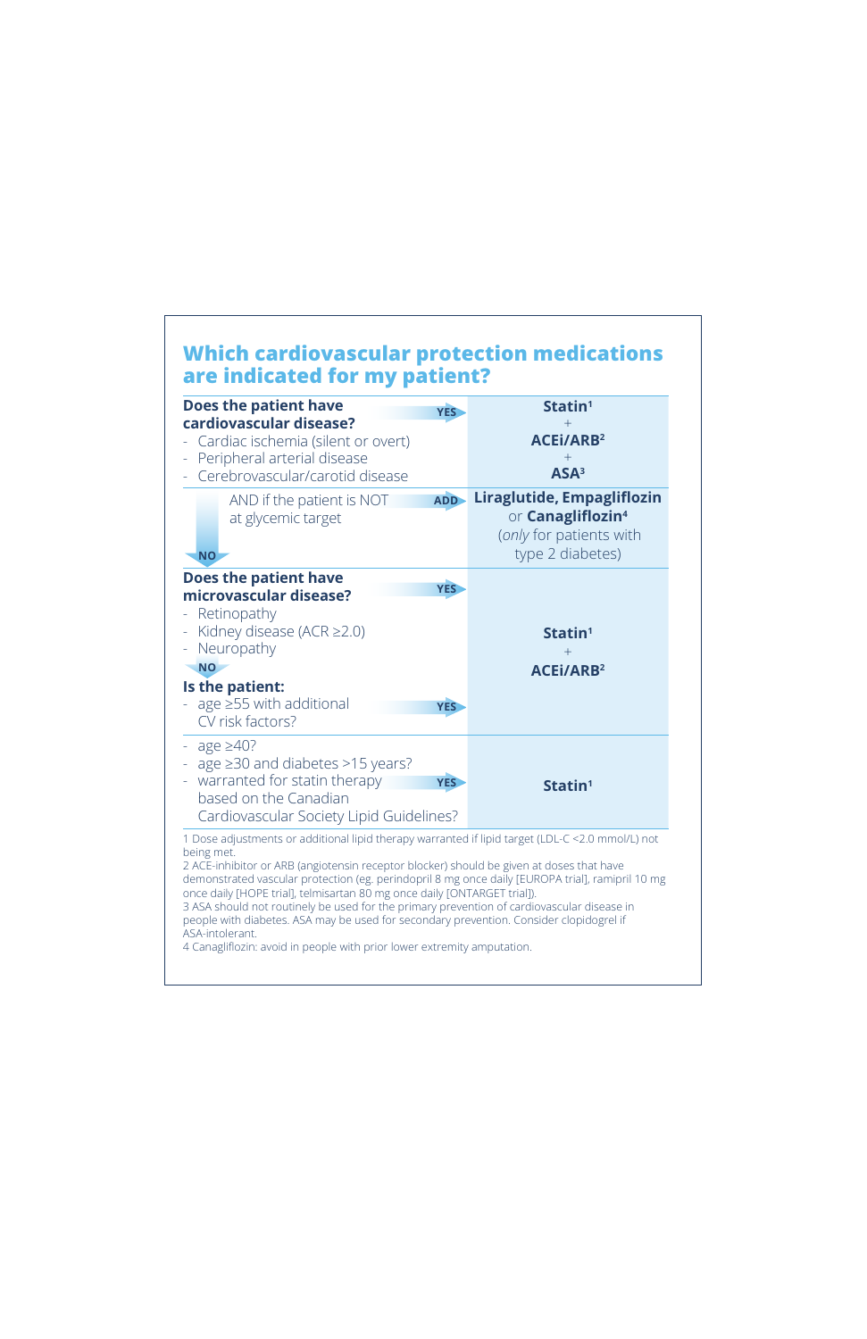## Which cardiovascular protection medications are indicated for my patient?

| | |
|---|---|
| **Does the patient have cardiovascular disease?**<br>- Cardiac ischemia (silent or overt)<br>- Peripheral arterial disease<br>- Cerebrovascular/carotid disease<br>**YES** → | **Statin**[1]<br>+<br>**ACEi/ARB**[2]<br>+<br>**ASA**[3] |
| AND if the patient is NOT at glycemic target **ADD** →<br>↓ **NO** | **Liraglutide, Empagliflozin** or **Canagliflozin**[4]<br>(*only* for patients with type 2 diabetes) |
| **Does the patient have microvascular disease?**<br>- Retinopathy<br>- Kidney disease (ACR ≥2.0)<br>- Neuropathy<br>**YES** →<br>↓ **NO**<br>**Is the patient:**<br>- age ≥55 with additional CV risk factors?<br>**YES** → | **Statin**[1]<br>+<br>**ACEi/ARB**[2] |
| - age ≥40?<br>- age ≥30 and diabetes >15 years?<br>- warranted for statin therapy based on the Canadian Cardiovascular Society Lipid Guidelines?<br>**YES** → | **Statin**[1] |

1 Dose adjustments or additional lipid therapy warranted if lipid target (LDL-C <2.0 mmol/L) not being met.

2 ACE-inhibitor or ARB (angiotensin receptor blocker) should be given at doses that have demonstrated vascular protection (eg. perindopril 8 mg once daily [EUROPA trial], ramipril 10 mg once daily [HOPE trial], telmisartan 80 mg once daily [ONTARGET trial]).

3 ASA should not routinely be used for the primary prevention of cardiovascular disease in people with diabetes. ASA may be used for secondary prevention. Consider clopidogrel if ASA-intolerant.

4 Canagliflozin: avoid in people with prior lower extremity amputation.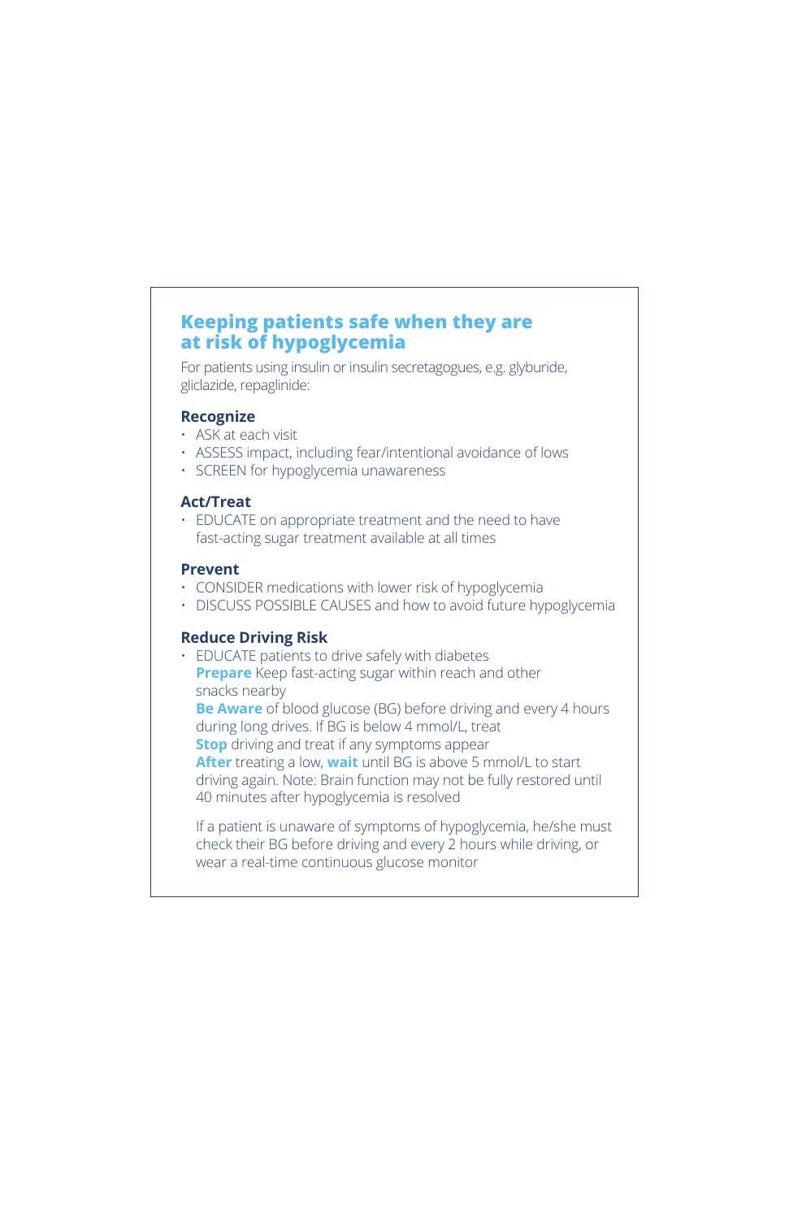## Keeping patients safe when they are at risk of hypoglycemia

For patients using insulin or insulin secretagogues, e.g. glyburide, gliclazide, repaglinide:

### Recognize

- ASK at each visit
- ASSESS impact, including fear/intentional avoidance of lows
- SCREEN for hypoglycemia unawareness

### Act/Treat

- EDUCATE on appropriate treatment and the need to have fast-acting sugar treatment available at all times

### Prevent

- CONSIDER medications with lower risk of hypoglycemia
- DISCUSS POSSIBLE CAUSES and how to avoid future hypoglycemia

### Reduce Driving Risk

- EDUCATE patients to drive safely with diabetes

  **Prepare** Keep fast-acting sugar within reach and other snacks nearby

  **Be Aware** of blood glucose (BG) before driving and every 4 hours during long drives. If BG is below 4 mmol/L, treat

  **Stop** driving and treat if any symptoms appear

  **After** treating a low, **wait** until BG is above 5 mmol/L to start driving again. Note: Brain function may not be fully restored until 40 minutes after hypoglycemia is resolved

  If a patient is unaware of symptoms of hypoglycemia, he/she must check their BG before driving and every 2 hours while driving, or wear a real-time continuous glucose monitor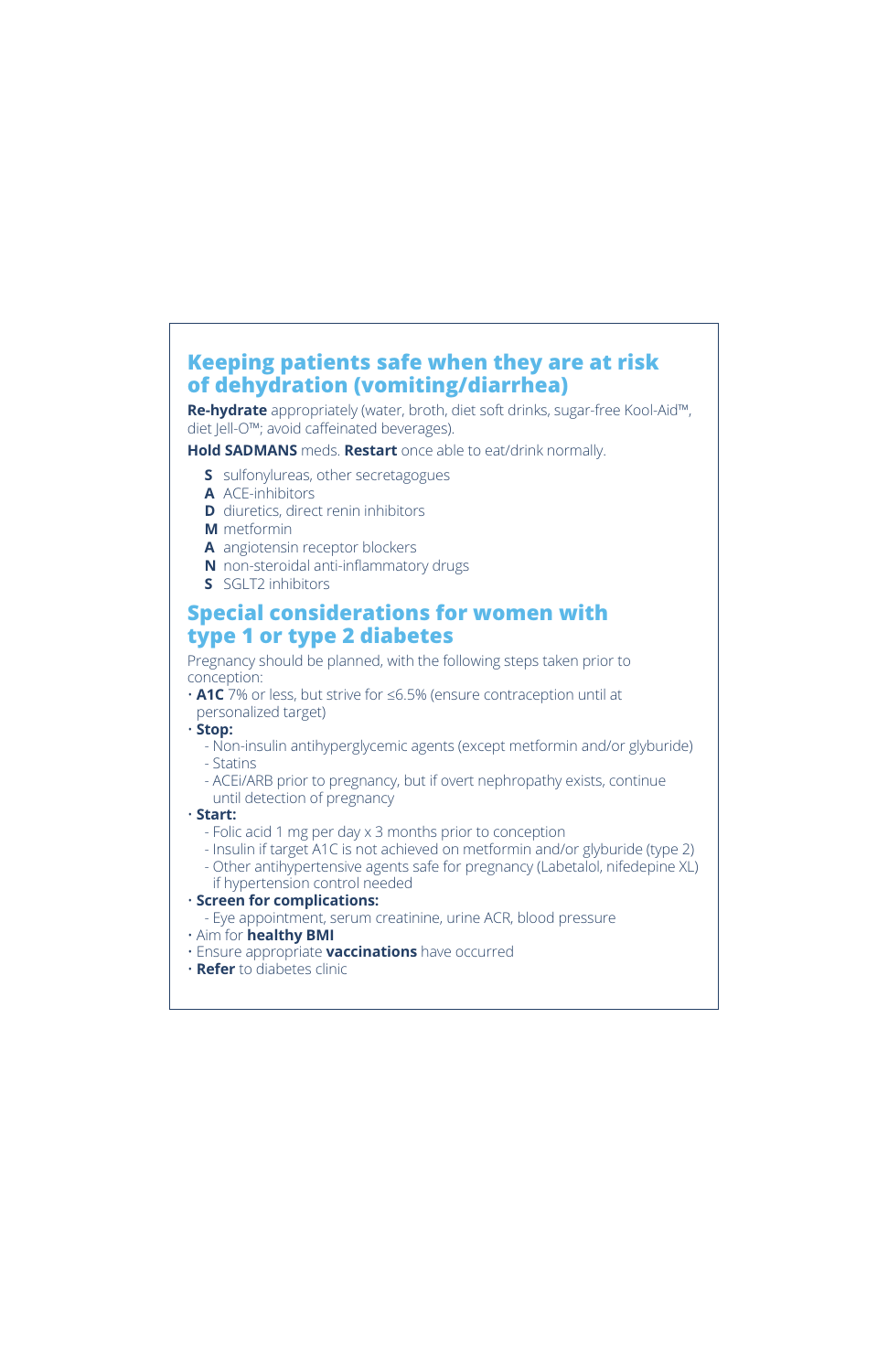## Keeping patients safe when they are at risk of dehydration (vomiting/diarrhea)

**Re-hydrate** appropriately (water, broth, diet soft drinks, sugar-free Kool-Aid™, diet Jell-O™; avoid caffeinated beverages).

**Hold SADMANS** meds. **Restart** once able to eat/drink normally.

- **S** sulfonylureas, other secretagogues
- **A** ACE-inhibitors
- **D** diuretics, direct renin inhibitors
- **M** metformin
- **A** angiotensin receptor blockers
- **N** non-steroidal anti-inflammatory drugs
- **S** SGLT2 inhibitors

## Special considerations for women with type 1 or type 2 diabetes

Pregnancy should be planned, with the following steps taken prior to conception:

- **A1C** 7% or less, but strive for ≤6.5% (ensure contraception until at personalized target)
- **Stop:**
  - Non-insulin antihyperglycemic agents (except metformin and/or glyburide)
  - Statins
  - ACEi/ARB prior to pregnancy, but if overt nephropathy exists, continue until detection of pregnancy
- **Start:**
  - Folic acid 1 mg per day x 3 months prior to conception
  - Insulin if target A1C is not achieved on metformin and/or glyburide (type 2)
  - Other antihypertensive agents safe for pregnancy (Labetalol, nifedepine XL) if hypertension control needed
- **Screen for complications:**
  - Eye appointment, serum creatinine, urine ACR, blood pressure
- Aim for **healthy BMI**
- Ensure appropriate **vaccinations** have occurred
- **Refer** to diabetes clinic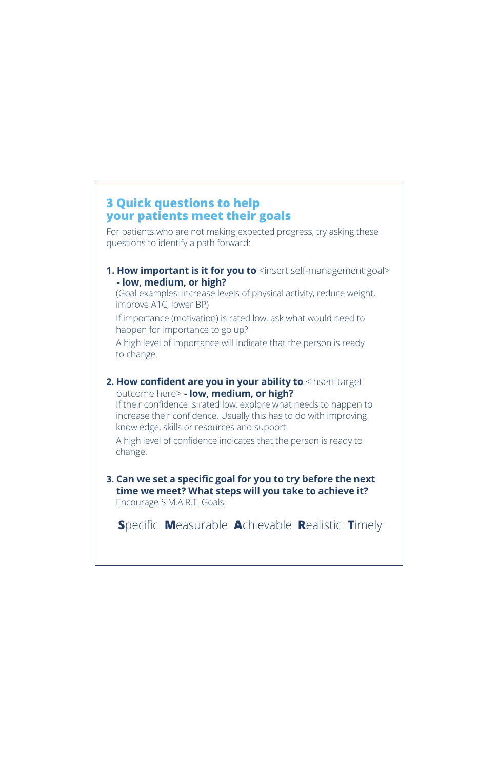## 3 Quick questions to help your patients meet their goals

For patients who are not making expected progress, try asking these questions to identify a path forward:

1. **How important is it for you to** <insert self-management goal> **- low, medium, or high?**

   (Goal examples: increase levels of physical activity, reduce weight, improve A1C, lower BP)

   If importance (motivation) is rated low, ask what would need to happen for importance to go up?

   A high level of importance will indicate that the person is ready to change.

2. **How confident are you in your ability to** <insert target outcome here> **- low, medium, or high?**

   If their confidence is rated low, explore what needs to happen to increase their confidence. Usually this has to do with improving knowledge, skills or resources and support.

   A high level of confidence indicates that the person is ready to change.

3. **Can we set a specific goal for you to try before the next time we meet? What steps will you take to achieve it?**

   Encourage S.M.A.R.T. Goals:

   **S**pecific **M**easurable **A**chievable **R**ealistic **T**imely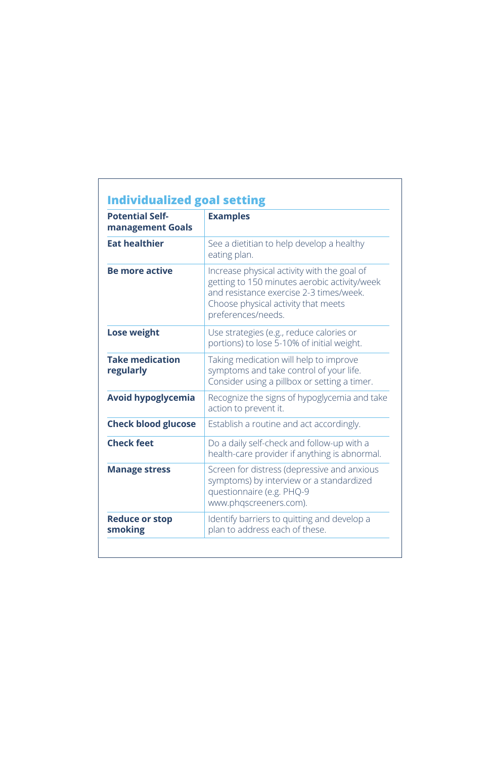## Individualized goal setting

| Potential Self-management Goals | Examples |
|---|---|
| **Eat healthier** | See a dietitian to help develop a healthy eating plan. |
| **Be more active** | Increase physical activity with the goal of getting to 150 minutes aerobic activity/week and resistance exercise 2-3 times/week. Choose physical activity that meets preferences/needs. |
| **Lose weight** | Use strategies (e.g., reduce calories or portions) to lose 5-10% of initial weight. |
| **Take medication regularly** | Taking medication will help to improve symptoms and take control of your life. Consider using a pillbox or setting a timer. |
| **Avoid hypoglycemia** | Recognize the signs of hypoglycemia and take action to prevent it. |
| **Check blood glucose** | Establish a routine and act accordingly. |
| **Check feet** | Do a daily self-check and follow-up with a health-care provider if anything is abnormal. |
| **Manage stress** | Screen for distress (depressive and anxious symptoms) by interview or a standardized questionnaire (e.g. PHQ-9 www.phqscreeners.com). |
| **Reduce or stop smoking** | Identify barriers to quitting and develop a plan to address each of these. |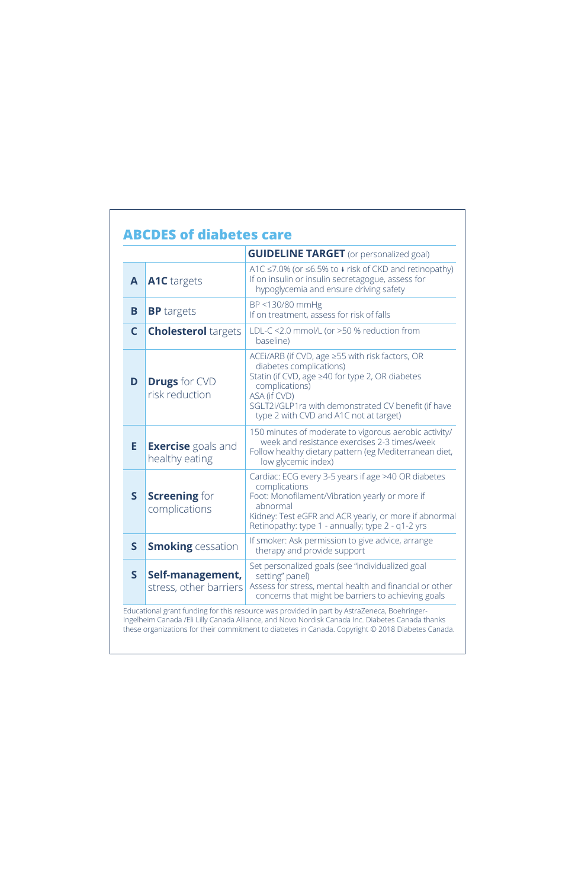## ABCDES of diabetes care

| | | GUIDELINE TARGET (or personalized goal) |
|---|---|---|
| A | **A1C** targets | A1C ≤7.0% (or ≤6.5% to ↓ risk of CKD and retinopathy)<br>If on insulin or insulin secretagogue, assess for hypoglycemia and ensure driving safety |
| B | **BP** targets | BP <130/80 mmHg<br>If on treatment, assess for risk of falls |
| C | **Cholesterol** targets | LDL-C <2.0 mmol/L (or >50 % reduction from baseline) |
| D | **Drugs** for CVD risk reduction | ACEi/ARB (if CVD, age ≥55 with risk factors, OR diabetes complications)<br>Statin (if CVD, age ≥40 for type 2, OR diabetes complications)<br>ASA (if CVD)<br>SGLT2i/GLP1ra with demonstrated CV benefit (if have type 2 with CVD and A1C not at target) |
| E | **Exercise** goals and healthy eating | 150 minutes of moderate to vigorous aerobic activity/week and resistance exercises 2-3 times/week<br>Follow healthy dietary pattern (eg Mediterranean diet, low glycemic index) |
| S | **Screening** for complications | Cardiac: ECG every 3-5 years if age >40 OR diabetes complications<br>Foot: Monofilament/Vibration yearly or more if abnormal<br>Kidney: Test eGFR and ACR yearly, or more if abnormal<br>Retinopathy: type 1 - annually; type 2 - q1-2 yrs |
| S | **Smoking** cessation | If smoker: Ask permission to give advice, arrange therapy and provide support |
| S | **Self-management**, stress, other barriers | Set personalized goals (see "individualized goal setting" panel)<br>Assess for stress, mental health and financial or other concerns that might be barriers to achieving goals |

Educational grant funding for this resource was provided in part by AstraZeneca, Boehringer-Ingelheim Canada /Eli Lilly Canada Alliance, and Novo Nordisk Canada Inc. Diabetes Canada thanks these organizations for their commitment to diabetes in Canada. Copyright © 2018 Diabetes Canada.